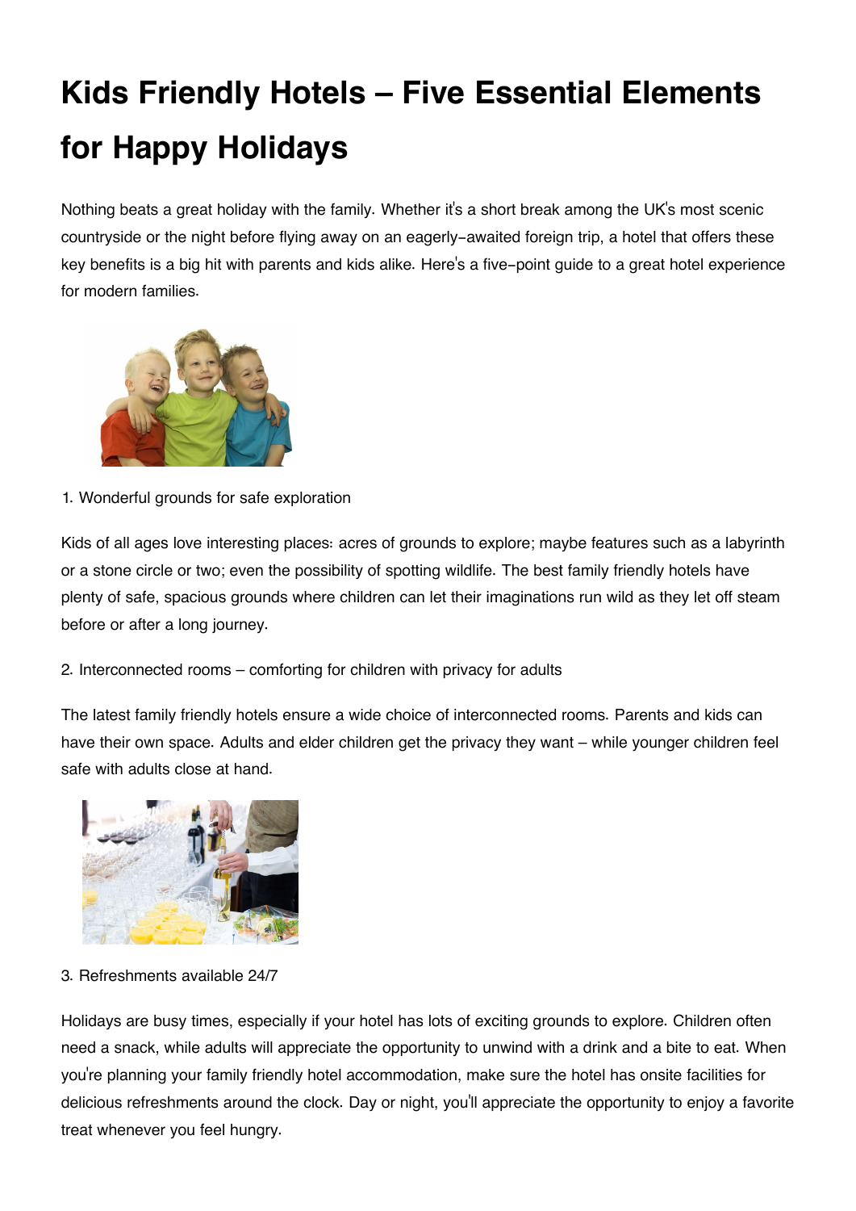# Kids Friendly Hotels – Five Essential Elements for Happy Holidays

Nothing beats a great holiday with the family. Whether it's a short break among the UK's most scenic countryside or the night before flying away on an eagerly-awaited foreign trip, a hotel that offers these key benefits is a big hit with parents and kids alike. Here's a five-point guide to a great hotel experience for modern families.

1. Wonderful grounds for safe exploration

Kids of all ages love interesting places: acres of grounds to explore; maybe features such as a labyrinth or a stone circle or two; even the possibility of spotting wildlife. The best family friendly hotels have plenty of safe, spacious grounds where children can let their imaginations run wild as they let off steam before or after a long journey.

2. Interconnected rooms – comforting for children with privacy for adults

The latest family friendly hotels ensure a wide choice of interconnected rooms. Parents and kids can have their own space. Adults and elder children get the privacy they want – while younger children feel safe with adults close at hand.

3. Refreshments available 24/7

Holidays are busy times, especially if your hotel has lots of exciting grounds to explore. Children often need a snack, while adults will appreciate the opportunity to unwind with a drink and a bite to eat. When you're planning your family friendly hotel accommodation, make sure the hotel has onsite facilities for delicious refreshments around the clock. Day or night, you'll appreciate the opportunity to enjoy a favorite treat whenever you feel hungry.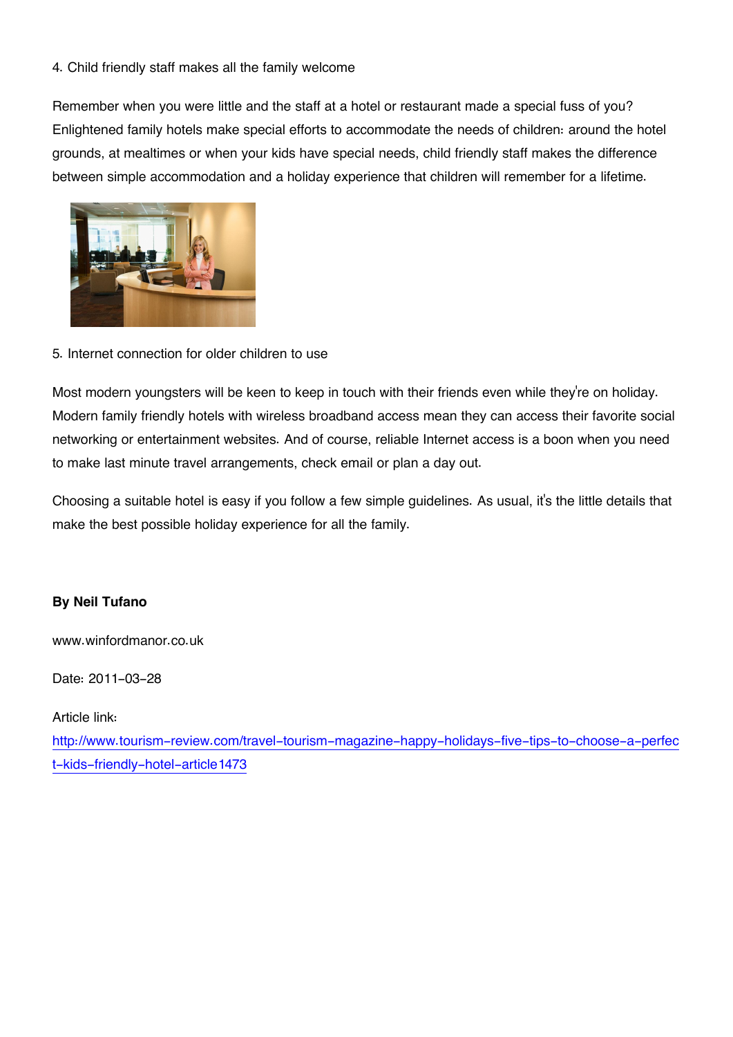4. Child friendly staff makes all the family welcome

Remember when you were little and the staff at a hotel or restaurant made a special fuss of you? Enlightened family hotels make special efforts to accommodate the needs of children: around the hotel grounds, at mealtimes or when your kids have special needs, child friendly staff makes the difference between simple accommodation and a holiday experience that children will remember for a lifetime.

5. Internet connection for older children to use

Most modern youngsters will be keen to keep in touch with their friends even while they're on holiday. Modern family friendly hotels with wireless broadband access mean they can access their favorite social networking or entertainment websites. And of course, reliable Internet access is a boon when you need to make last minute travel arrangements, check email or plan a day out.

Choosing a suitable hotel is easy if you follow a few simple guidelines. As usual, it's the little details that make the best possible holiday experience for all the family.

**By Neil Tufano**

www.winfordmanor.co.uk

Date: 2011-03-28

Article link:
[http://www.tourism-review.com/travel-tourism-magazine-happy-holidays-five-tips-to-choose-a-perfect-kids-friendly-hotel-article1473](http://www.tourism-review.com/travel-tourism-magazine-happy-holidays-five-tips-to-choose-a-perfect-kids-friendly-hotel-article1473)